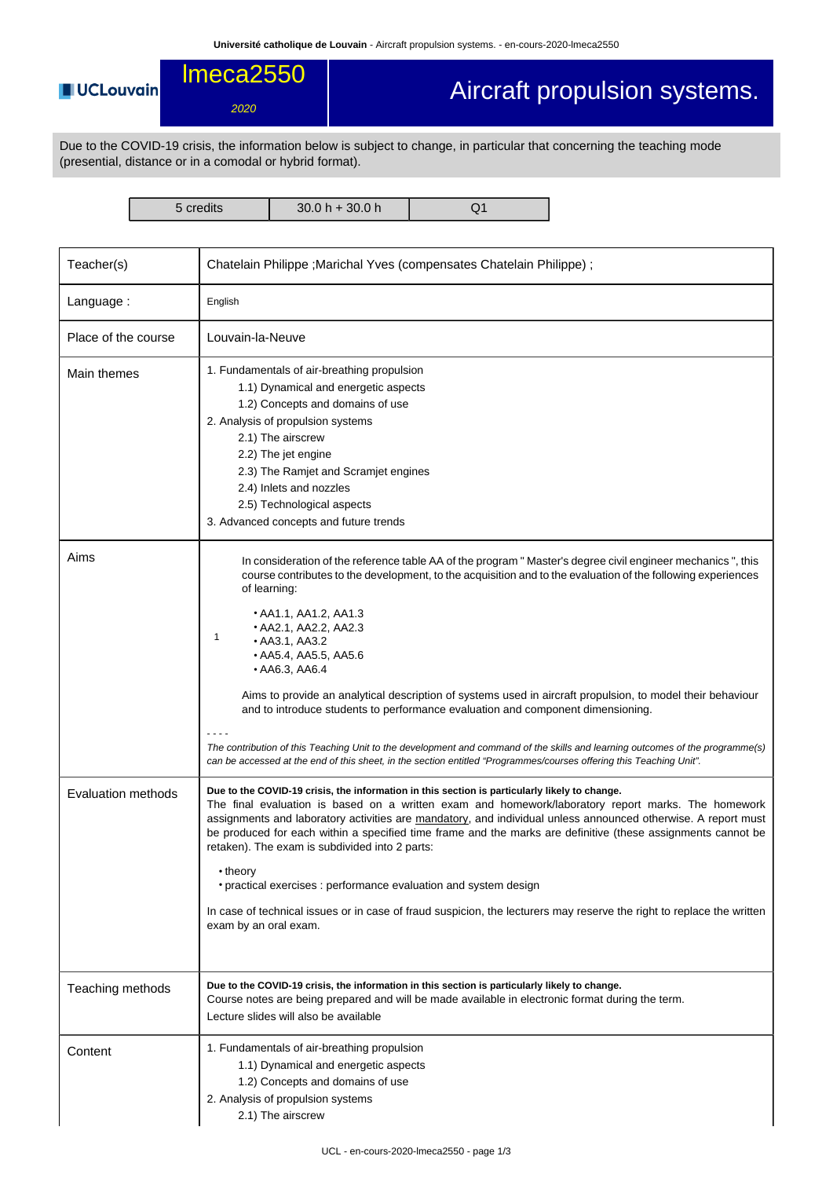# lmeca2550

*2020*

# Aircraft propulsion systems.

Due to the COVID-19 crisis, the information below is subject to change, in particular that concerning the teaching mode (presential, distance or in a comodal or hybrid format).

| 5 credits | 30.0 h + 30.0 h | Q1 |
|---|---|---|

| | |
|---|---|
| Teacher(s) | Chatelain Philippe ;Marichal Yves (compensates Chatelain Philippe) ; |
| Language : | English |
| Place of the course | Louvain-la-Neuve |
| Main themes | 1. Fundamentals of air-breathing propulsion<br>1.1) Dynamical and energetic aspects<br>1.2) Concepts and domains of use<br>2. Analysis of propulsion systems<br>2.1) The airscrew<br>2.2) The jet engine<br>2.3) The Ramjet and Scramjet engines<br>2.4) Inlets and nozzles<br>2.5) Technological aspects<br>3. Advanced concepts and future trends |
| Aims | 1: In consideration of the reference table AA of the program " Master's degree civil engineer mechanics ", this course contributes to the development, to the acquisition and to the evaluation of the following experiences of learning:<br>• AA1.1, AA1.2, AA1.3<br>• AA2.1, AA2.2, AA2.3<br>• AA3.1, AA3.2<br>• AA5.4, AA5.5, AA5.6<br>• AA6.3, AA6.4<br>Aims to provide an analytical description of systems used in aircraft propulsion, to model their behaviour and to introduce students to performance evaluation and component dimensioning.<br>- - - -<br>*The contribution of this Teaching Unit to the development and command of the skills and learning outcomes of the programme(s) can be accessed at the end of this sheet, in the section entitled "Programmes/courses offering this Teaching Unit".* |
| Evaluation methods | **Due to the COVID-19 crisis, the information in this section is particularly likely to change.**<br>The final evaluation is based on a written exam and homework/laboratory report marks. The homework assignments and laboratory activities are mandatory, and individual unless announced otherwise. A report must be produced for each within a specified time frame and the marks are definitive (these assignments cannot be retaken). The exam is subdivided into 2 parts:<br>• theory<br>• practical exercises : performance evaluation and system design<br>In case of technical issues or in case of fraud suspicion, the lecturers may reserve the right to replace the written exam by an oral exam. |
| Teaching methods | **Due to the COVID-19 crisis, the information in this section is particularly likely to change.**<br>Course notes are being prepared and will be made available in electronic format during the term.<br>Lecture slides will also be available |
| Content | 1. Fundamentals of air-breathing propulsion<br>1.1) Dynamical and energetic aspects<br>1.2) Concepts and domains of use<br>2. Analysis of propulsion systems<br>2.1) The airscrew |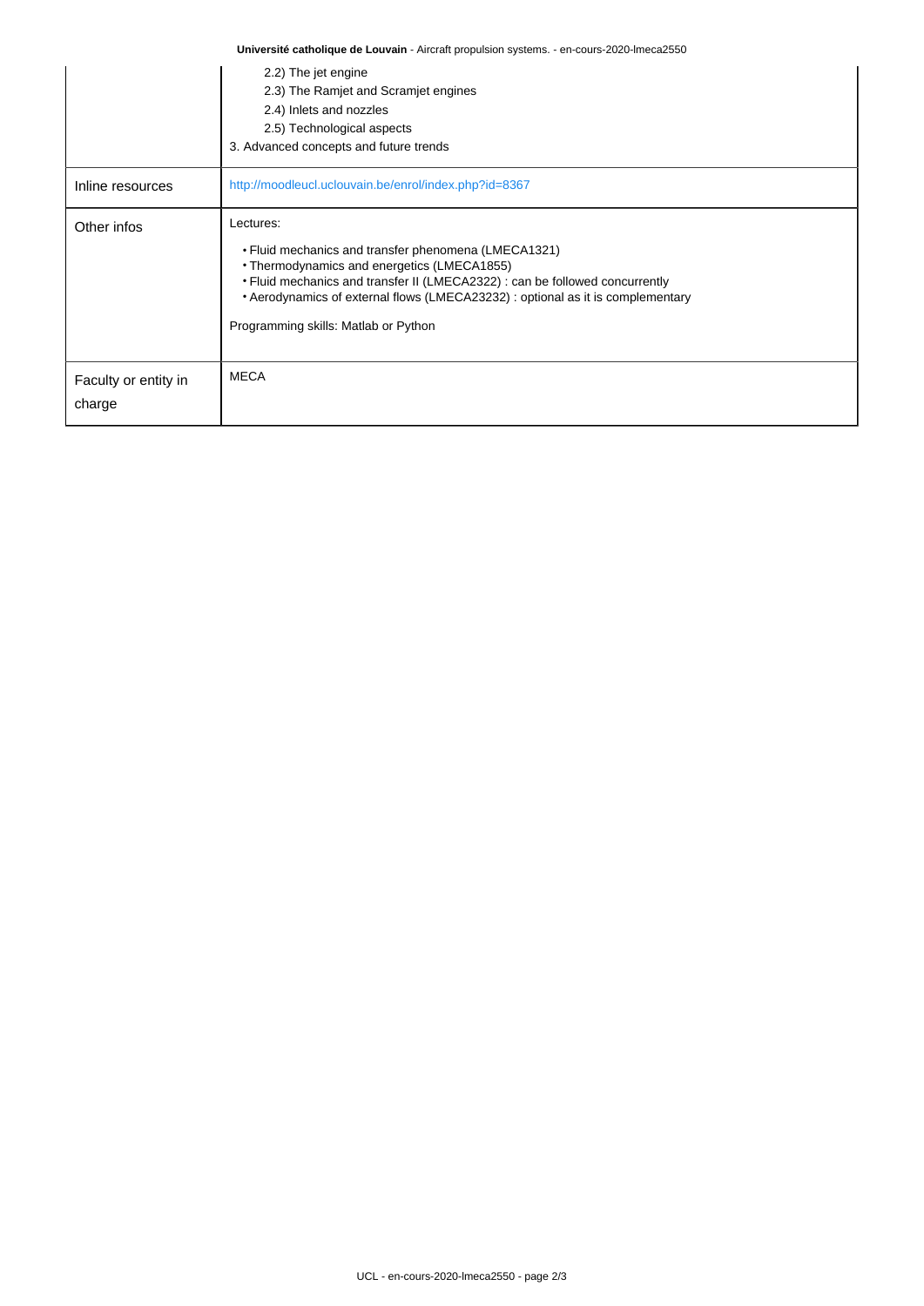| | |
|---|---|
| | 2.2) The jet engine<br>2.3) The Ramjet and Scramjet engines<br>2.4) Inlets and nozzles<br>2.5) Technological aspects<br>3. Advanced concepts and future trends |
| Inline resources | http://moodleucl.uclouvain.be/enrol/index.php?id=8367 |
| Other infos | Lectures:<br>• Fluid mechanics and transfer phenomena (LMECA1321)<br>• Thermodynamics and energetics (LMECA1855)<br>• Fluid mechanics and transfer II (LMECA2322) : can be followed concurrently<br>• Aerodynamics of external flows (LMECA23232) : optional as it is complementary<br><br>Programming skills: Matlab or Python |
| Faculty or entity in charge | MECA |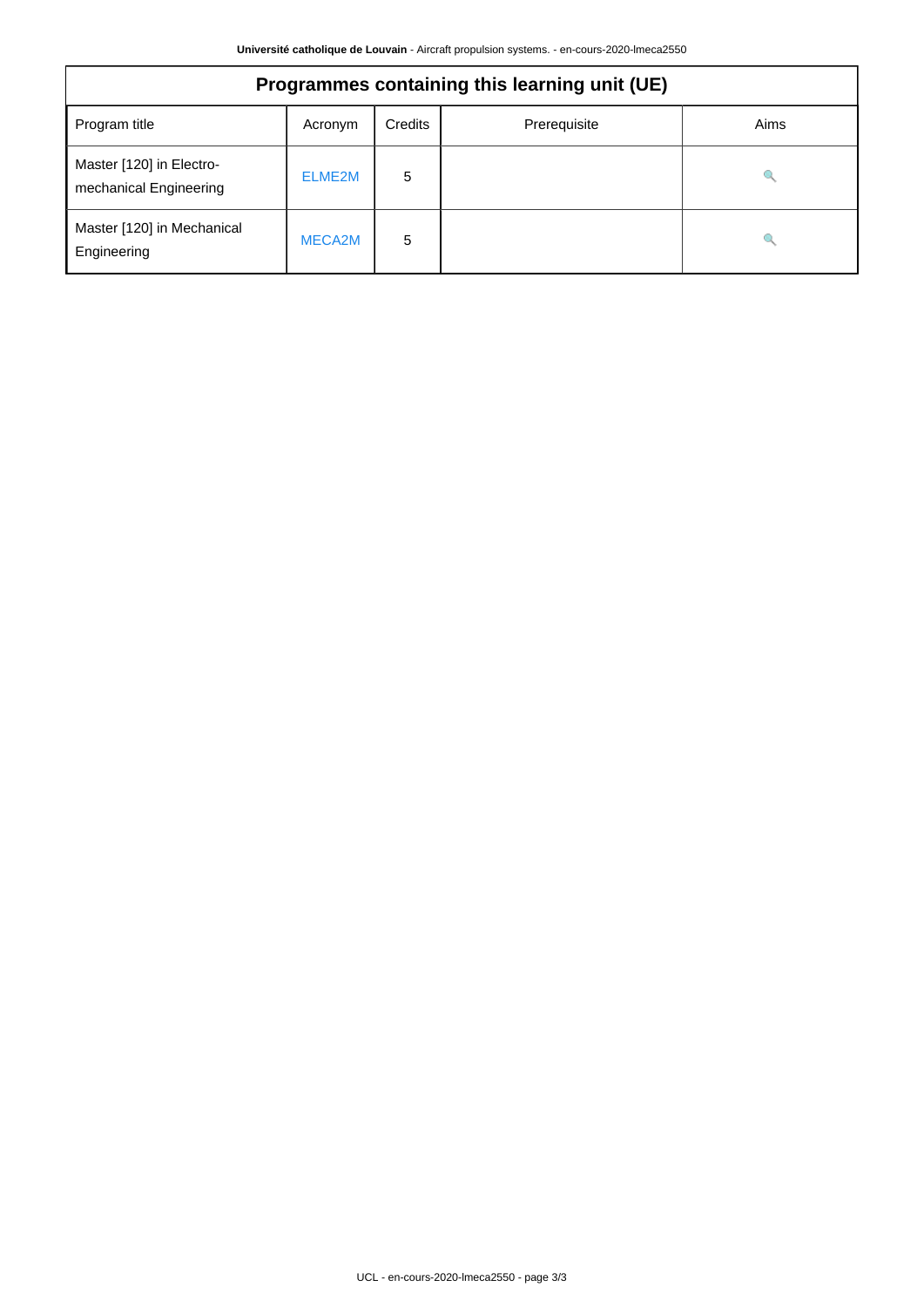## Programmes containing this learning unit (UE)

| Program title | Acronym | Credits | Prerequisite | Aims |
|---|---|---|---|---|
| Master [120] in Electro-mechanical Engineering | ELME2M | 5 | | |
| Master [120] in Mechanical Engineering | MECA2M | 5 | | |